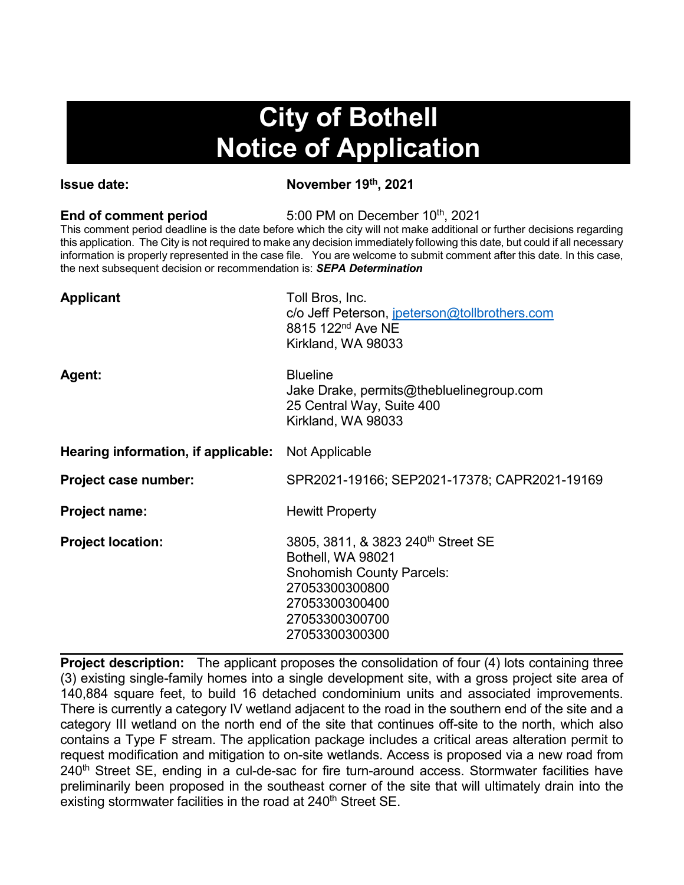# City of Bothell Notice of Application

**Issue date:** **November 19th, 2021**

**End of comment period** 5:00 PM on December 10th, 2021

This comment period deadline is the date before which the city will not make additional or further decisions regarding this application. The City is not required to make any decision immediately following this date, but could if all necessary information is properly represented in the case file. You are welcome to submit comment after this date. In this case, the next subsequent decision or recommendation is: ***SEPA Determination***

**Applicant**
Toll Bros, Inc.
c/o Jeff Peterson, jpeterson@tollbrothers.com
8815 122nd Ave NE
Kirkland, WA 98033

**Agent:**
Blueline
Jake Drake, permits@thebluelinegroup.com
25 Central Way, Suite 400
Kirkland, WA 98033

**Hearing information, if applicable:** Not Applicable

**Project case number:** SPR2021-19166; SEP2021-17378; CAPR2021-19169

**Project name:** Hewitt Property

**Project location:**
3805, 3811, & 3823 240th Street SE
Bothell, WA 98021
Snohomish County Parcels:
27053300300800
27053300300400
27053300300700
27053300300300

---

**Project description:** The applicant proposes the consolidation of four (4) lots containing three (3) existing single-family homes into a single development site, with a gross project site area of 140,884 square feet, to build 16 detached condominium units and associated improvements. There is currently a category IV wetland adjacent to the road in the southern end of the site and a category III wetland on the north end of the site that continues off-site to the north, which also contains a Type F stream. The application package includes a critical areas alteration permit to request modification and mitigation to on-site wetlands. Access is proposed via a new road from 240th Street SE, ending in a cul-de-sac for fire turn-around access. Stormwater facilities have preliminarily been proposed in the southeast corner of the site that will ultimately drain into the existing stormwater facilities in the road at 240th Street SE.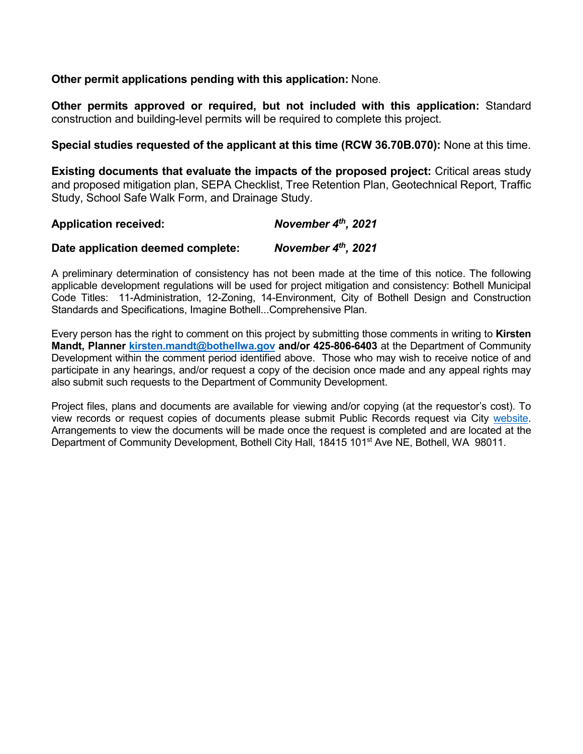**Other permit applications pending with this application:** None.

**Other permits approved or required, but not included with this application:** Standard construction and building-level permits will be required to complete this project.

**Special studies requested of the applicant at this time (RCW 36.70B.070):** None at this time.

**Existing documents that evaluate the impacts of the proposed project:** Critical areas study and proposed mitigation plan, SEPA Checklist, Tree Retention Plan, Geotechnical Report, Traffic Study, School Safe Walk Form, and Drainage Study.

**Application received:** ***November 4th, 2021***

**Date application deemed complete:** ***November 4th, 2021***

A preliminary determination of consistency has not been made at the time of this notice. The following applicable development regulations will be used for project mitigation and consistency: Bothell Municipal Code Titles: 11-Administration, 12-Zoning, 14-Environment, City of Bothell Design and Construction Standards and Specifications, Imagine Bothell...Comprehensive Plan.

Every person has the right to comment on this project by submitting those comments in writing to **Kirsten Mandt, Planner kirsten.mandt@bothellwa.gov and/or 425-806-6403** at the Department of Community Development within the comment period identified above. Those who may wish to receive notice of and participate in any hearings, and/or request a copy of the decision once made and any appeal rights may also submit such requests to the Department of Community Development.

Project files, plans and documents are available for viewing and/or copying (at the requestor's cost). To view records or request copies of documents please submit Public Records request via City website. Arrangements to view the documents will be made once the request is completed and are located at the Department of Community Development, Bothell City Hall, 18415 101st Ave NE, Bothell, WA 98011.